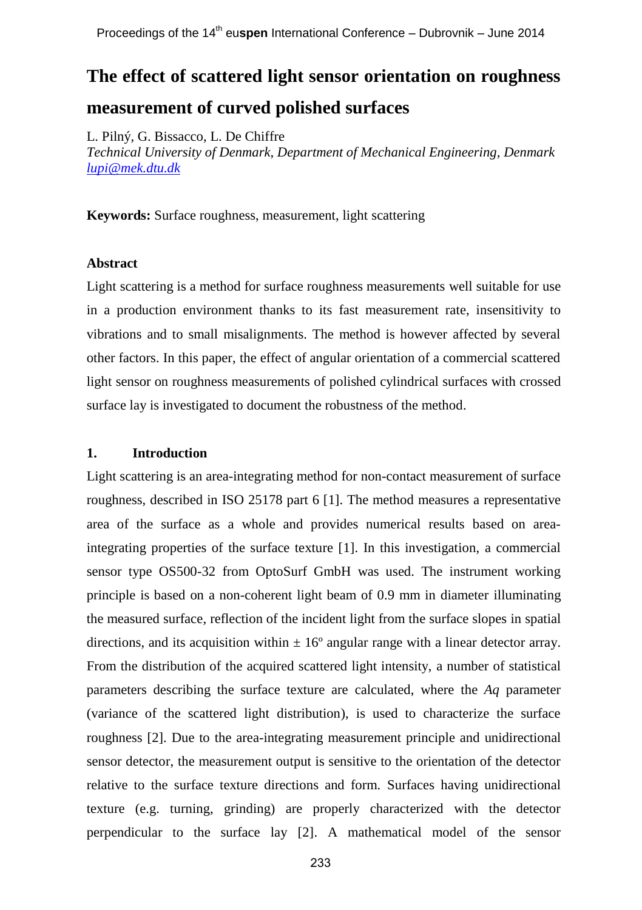# The effect of scattered light sensor orientation on roughness measurement of curved polished surfaces

L. Pilný, G. Bissacco, L. De Chiffre

*Technical University of Denmark, Department of Mechanical Engineering, Denmark*
lupi@mek.dtu.dk

**Keywords:** Surface roughness, measurement, light scattering

### Abstract

Light scattering is a method for surface roughness measurements well suitable for use in a production environment thanks to its fast measurement rate, insensitivity to vibrations and to small misalignments. The method is however affected by several other factors. In this paper, the effect of angular orientation of a commercial scattered light sensor on roughness measurements of polished cylindrical surfaces with crossed surface lay is investigated to document the robustness of the method.

## 1. Introduction

Light scattering is an area-integrating method for non-contact measurement of surface roughness, described in ISO 25178 part 6 [1]. The method measures a representative area of the surface as a whole and provides numerical results based on area-integrating properties of the surface texture [1]. In this investigation, a commercial sensor type OS500-32 from OptoSurf GmbH was used. The instrument working principle is based on a non-coherent light beam of 0.9 mm in diameter illuminating the measured surface, reflection of the incident light from the surface slopes in spatial directions, and its acquisition within ± 16º angular range with a linear detector array. From the distribution of the acquired scattered light intensity, a number of statistical parameters describing the surface texture are calculated, where the *Aq* parameter (variance of the scattered light distribution), is used to characterize the surface roughness [2]. Due to the area-integrating measurement principle and unidirectional sensor detector, the measurement output is sensitive to the orientation of the detector relative to the surface texture directions and form. Surfaces having unidirectional texture (e.g. turning, grinding) are properly characterized with the detector perpendicular to the surface lay [2]. A mathematical model of the sensor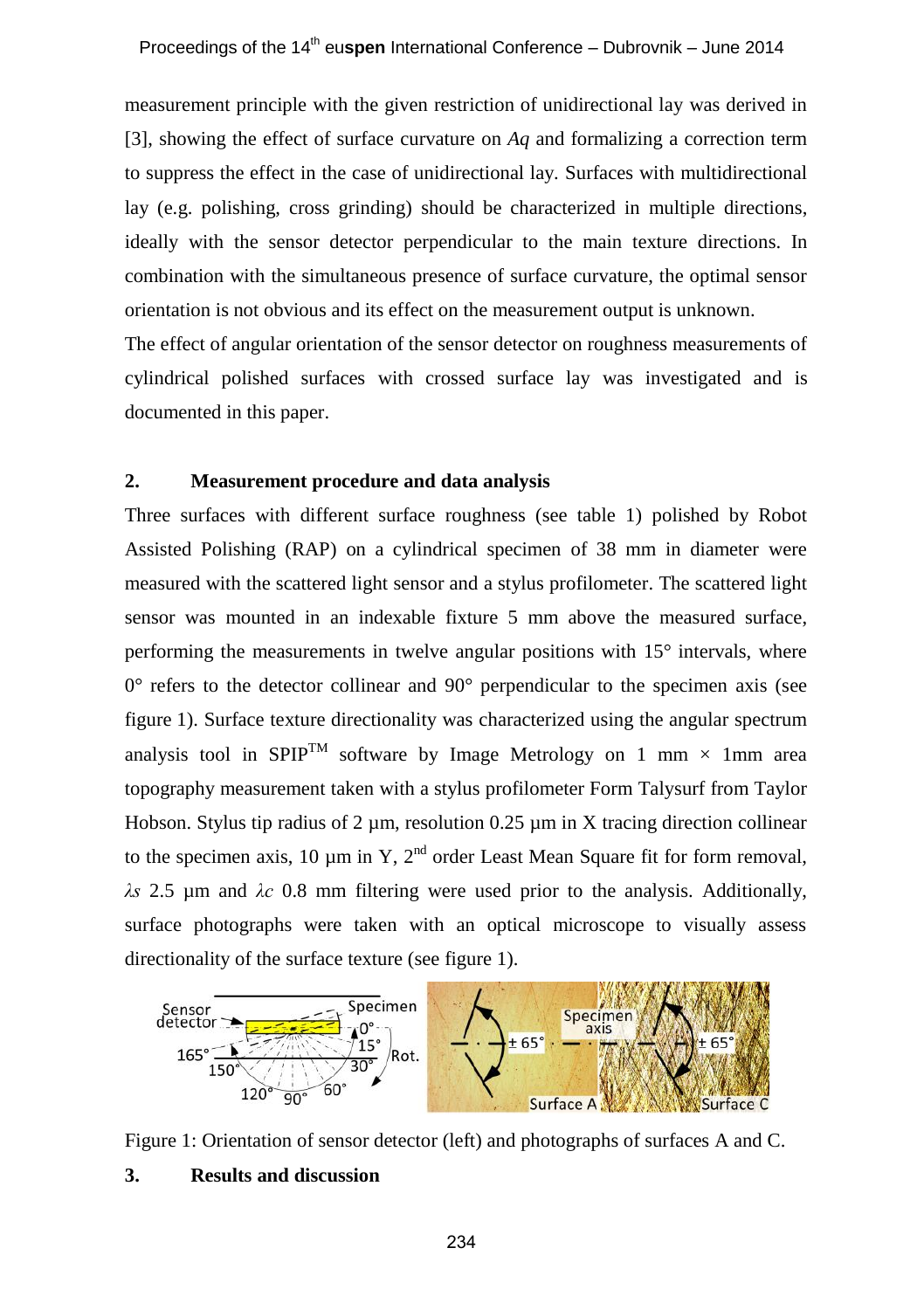measurement principle with the given restriction of unidirectional lay was derived in [3], showing the effect of surface curvature on *Aq* and formalizing a correction term to suppress the effect in the case of unidirectional lay. Surfaces with multidirectional lay (e.g. polishing, cross grinding) should be characterized in multiple directions, ideally with the sensor detector perpendicular to the main texture directions. In combination with the simultaneous presence of surface curvature, the optimal sensor orientation is not obvious and its effect on the measurement output is unknown.

The effect of angular orientation of the sensor detector on roughness measurements of cylindrical polished surfaces with crossed surface lay was investigated and is documented in this paper.

## 2. Measurement procedure and data analysis

Three surfaces with different surface roughness (see table 1) polished by Robot Assisted Polishing (RAP) on a cylindrical specimen of 38 mm in diameter were measured with the scattered light sensor and a stylus profilometer. The scattered light sensor was mounted in an indexable fixture 5 mm above the measured surface, performing the measurements in twelve angular positions with 15° intervals, where 0° refers to the detector collinear and 90° perpendicular to the specimen axis (see figure 1). Surface texture directionality was characterized using the angular spectrum analysis tool in SPIP™ software by Image Metrology on 1 mm × 1mm area topography measurement taken with a stylus profilometer Form Talysurf from Taylor Hobson. Stylus tip radius of 2 µm, resolution 0.25 µm in X tracing direction collinear to the specimen axis, 10 µm in Y, 2nd order Least Mean Square fit for form removal, $\lambda s$ 2.5 µm and $\lambda c$ 0.8 mm filtering were used prior to the analysis. Additionally, surface photographs were taken with an optical microscope to visually assess directionality of the surface texture (see figure 1).

Figure 1: Orientation of sensor detector (left) and photographs of surfaces A and C.

## 3. Results and discussion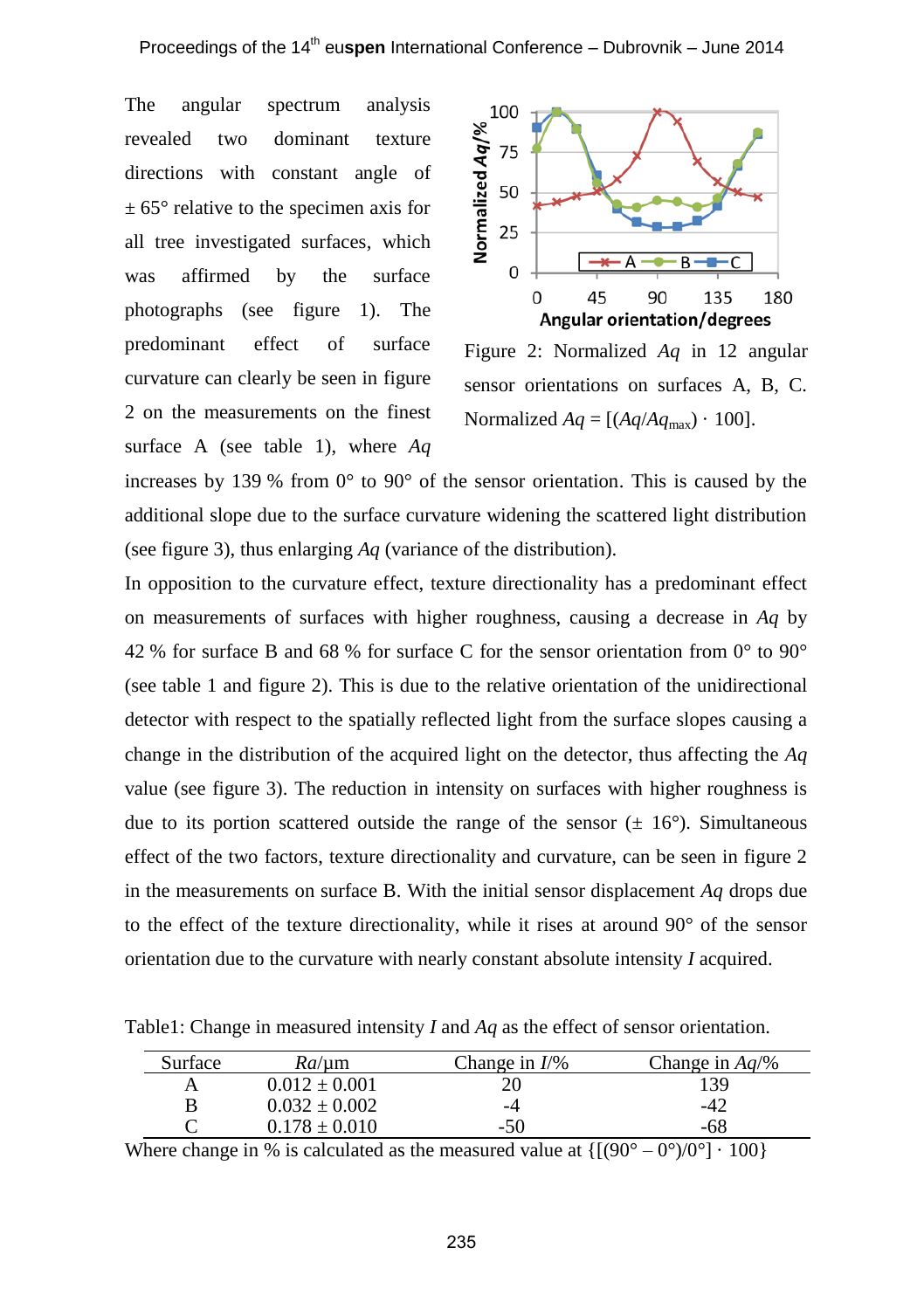The angular spectrum analysis revealed two dominant texture directions with constant angle of ± 65° relative to the specimen axis for all tree investigated surfaces, which was affirmed by the surface photographs (see figure 1). The predominant effect of surface curvature can clearly be seen in figure 2 on the measurements on the finest surface A (see table 1), where $Aq$ increases by 139 % from 0° to 90° of the sensor orientation. This is caused by the additional slope due to the surface curvature widening the scattered light distribution (see figure 3), thus enlarging $Aq$ (variance of the distribution).

Figure 2: Normalized $Aq$ in 12 angular sensor orientations on surfaces A, B, C. Normalized $Aq = [(Aq/Aq_{max}) \cdot 100]$.

In opposition to the curvature effect, texture directionality has a predominant effect on measurements of surfaces with higher roughness, causing a decrease in $Aq$ by 42 % for surface B and 68 % for surface C for the sensor orientation from 0° to 90° (see table 1 and figure 2). This is due to the relative orientation of the unidirectional detector with respect to the spatially reflected light from the surface slopes causing a change in the distribution of the acquired light on the detector, thus affecting the $Aq$ value (see figure 3). The reduction in intensity on surfaces with higher roughness is due to its portion scattered outside the range of the sensor (± 16°). Simultaneous effect of the two factors, texture directionality and curvature, can be seen in figure 2 in the measurements on surface B. With the initial sensor displacement $Aq$ drops due to the effect of the texture directionality, while it rises at around 90° of the sensor orientation due to the curvature with nearly constant absolute intensity $I$ acquired.

Table1: Change in measured intensity $I$ and $Aq$ as the effect of sensor orientation.

| Surface | $Ra$/µm | Change in $I$/% | Change in $Aq$/% |
|---|---|---|---|
| A | 0.012 ± 0.001 | 20 | 139 |
| B | 0.032 ± 0.002 | -4 | -42 |
| C | 0.178 ± 0.010 | -50 | -68 |

Where change in % is calculated as the measured value at {[(90° – 0°)/0°] · 100}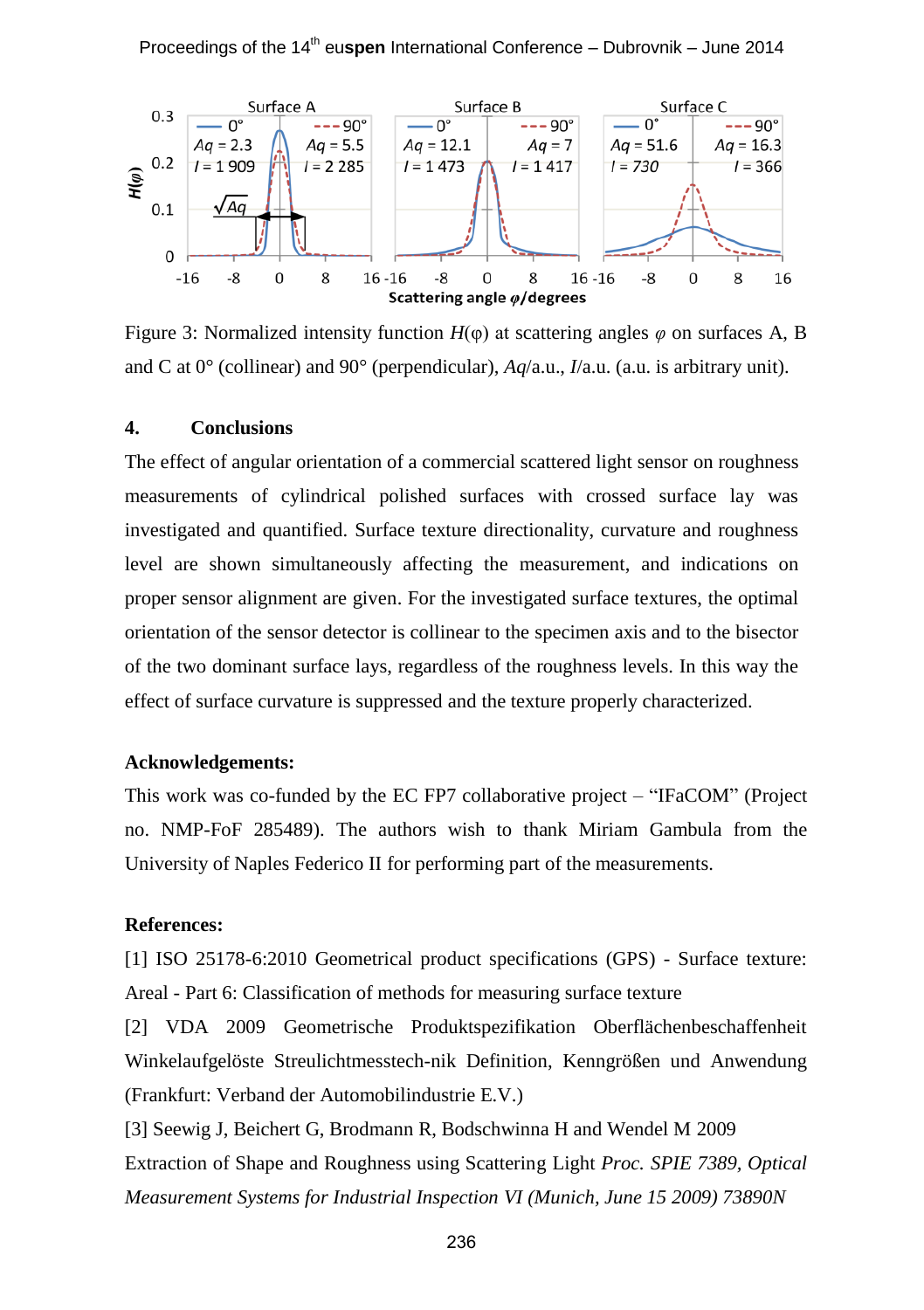Surface A

0° — Aq = 2.3, I = 1 909

90° — Aq = 5.5, I = 2 285

√Aq

Surface B

0° — Aq = 12.1, I = 1 473

90° — Aq = 7, I = 1 417

Surface C

0° — Aq = 51.6, I = 730

90° — Aq = 16.3, I = 366

H(φ)

0.3

0.2

0.1

0

-16 -8 0 8 16 -16 -8 0 8 16 -16 -8 0 8 16

Scattering angle φ/degrees

Figure 3: Normalized intensity function $H(\varphi)$ at scattering angles $\varphi$ on surfaces A, B and C at 0° (collinear) and 90° (perpendicular), $Aq$/a.u., $I$/a.u. (a.u. is arbitrary unit).

## 4. Conclusions

The effect of angular orientation of a commercial scattered light sensor on roughness measurements of cylindrical polished surfaces with crossed surface lay was investigated and quantified. Surface texture directionality, curvature and roughness level are shown simultaneously affecting the measurement, and indications on proper sensor alignment are given. For the investigated surface textures, the optimal orientation of the sensor detector is collinear to the specimen axis and to the bisector of the two dominant surface lays, regardless of the roughness levels. In this way the effect of surface curvature is suppressed and the texture properly characterized.

**Acknowledgements:**

This work was co-funded by the EC FP7 collaborative project – "IFaCOM" (Project no. NMP-FoF 285489). The authors wish to thank Miriam Gambula from the University of Naples Federico II for performing part of the measurements.

**References:**

[1] ISO 25178-6:2010 Geometrical product specifications (GPS) - Surface texture: Areal - Part 6: Classification of methods for measuring surface texture

[2] VDA 2009 Geometrische Produktspezifikation Oberflächenbeschaffenheit Winkelaufgelöste Streulichtmesstech-nik Definition, Kenngrößen und Anwendung (Frankfurt: Verband der Automobilindustrie E.V.)

[3] Seewig J, Beichert G, Brodmann R, Bodschwinna H and Wendel M 2009 Extraction of Shape and Roughness using Scattering Light *Proc. SPIE 7389, Optical Measurement Systems for Industrial Inspection VI (Munich, June 15 2009) 73890N*